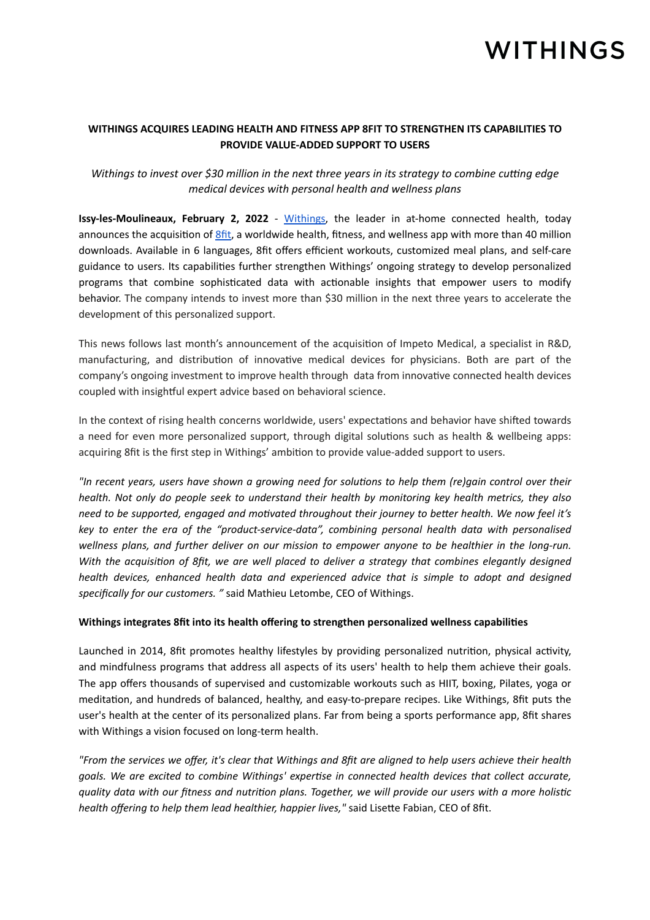WITHINGS

**WITHINGS ACQUIRES LEADING HEALTH AND FITNESS APP 8FIT TO STRENGTHEN ITS CAPABILITIES TO PROVIDE VALUE-ADDED SUPPORT TO USERS**

*Withings to invest over $30 million in the next three years in its strategy to combine cutting edge medical devices with personal health and wellness plans*

**Issy-les-Moulineaux, February 2, 2022** - [Withings](), the leader in at-home connected health, today announces the acquisition of [8fit](), a worldwide health, fitness, and wellness app with more than 40 million downloads. Available in 6 languages, 8fit offers efficient workouts, customized meal plans, and self-care guidance to users. Its capabilities further strengthen Withings' ongoing strategy to develop personalized programs that combine sophisticated data with actionable insights that empower users to modify behavior. The company intends to invest more than $30 million in the next three years to accelerate the development of this personalized support.

This news follows last month's announcement of the acquisition of Impeto Medical, a specialist in R&D, manufacturing, and distribution of innovative medical devices for physicians. Both are part of the company's ongoing investment to improve health through data from innovative connected health devices coupled with insightful expert advice based on behavioral science.

In the context of rising health concerns worldwide, users' expectations and behavior have shifted towards a need for even more personalized support, through digital solutions such as health & wellbeing apps: acquiring 8fit is the first step in Withings' ambition to provide value-added support to users.

*"In recent years, users have shown a growing need for solutions to help them (re)gain control over their health. Not only do people seek to understand their health by monitoring key health metrics, they also need to be supported, engaged and motivated throughout their journey to better health. We now feel it's key to enter the era of the "product-service-data", combining personal health data with personalised wellness plans, and further deliver on our mission to empower anyone to be healthier in the long-run. With the acquisition of 8fit, we are well placed to deliver a strategy that combines elegantly designed health devices, enhanced health data and experienced advice that is simple to adopt and designed specifically for our customers. "* said Mathieu Letombe, CEO of Withings.

**Withings integrates 8fit into its health offering to strengthen personalized wellness capabilities**

Launched in 2014, 8fit promotes healthy lifestyles by providing personalized nutrition, physical activity, and mindfulness programs that address all aspects of its users' health to help them achieve their goals. The app offers thousands of supervised and customizable workouts such as HIIT, boxing, Pilates, yoga or meditation, and hundreds of balanced, healthy, and easy-to-prepare recipes. Like Withings, 8fit puts the user's health at the center of its personalized plans. Far from being a sports performance app, 8fit shares with Withings a vision focused on long-term health.

*"From the services we offer, it's clear that Withings and 8fit are aligned to help users achieve their health goals. We are excited to combine Withings' expertise in connected health devices that collect accurate, quality data with our fitness and nutrition plans. Together, we will provide our users with a more holistic health offering to help them lead healthier, happier lives,"* said Lisette Fabian, CEO of 8fit.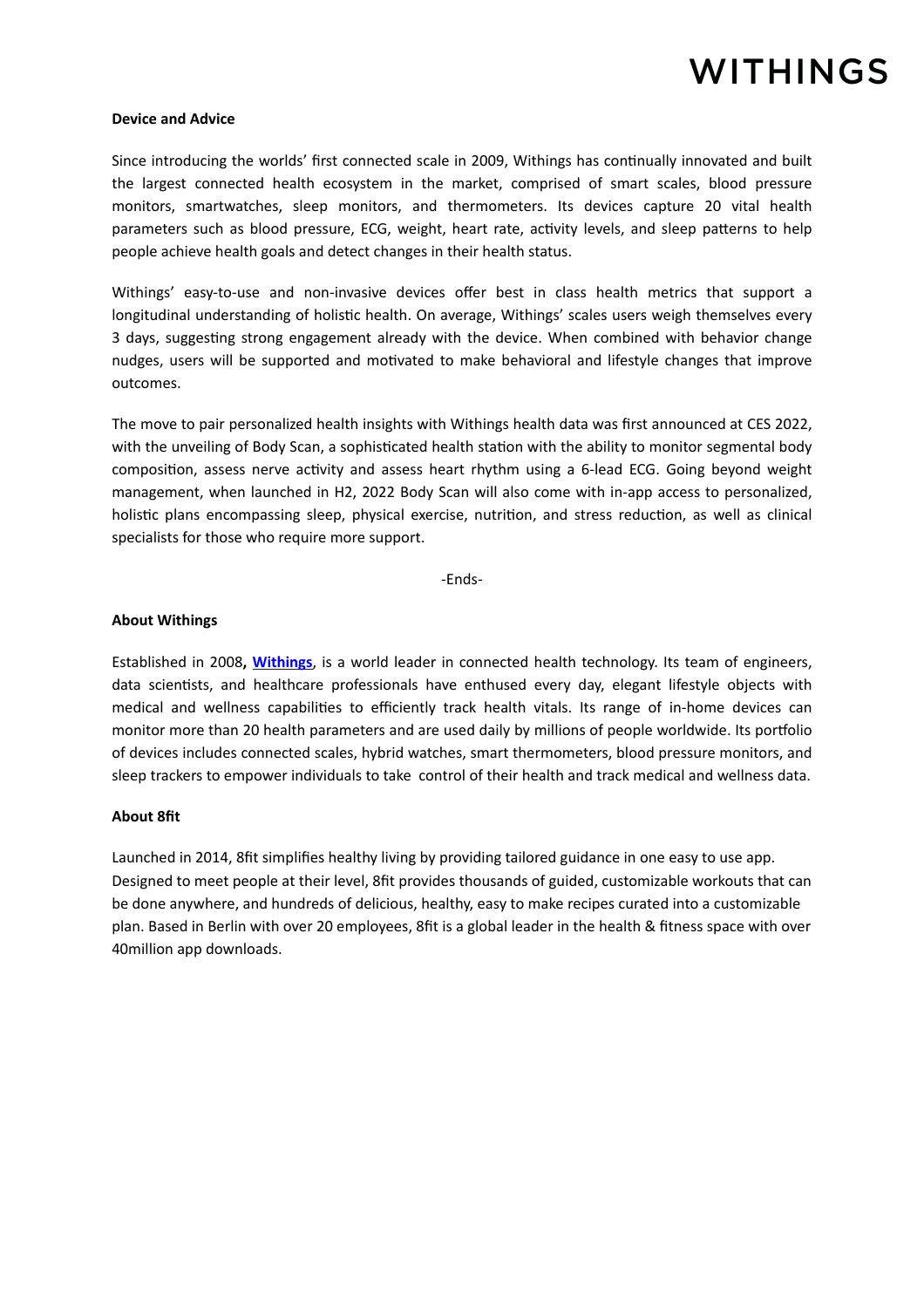**Device and Advice**

Since introducing the worlds' first connected scale in 2009, Withings has continually innovated and built the largest connected health ecosystem in the market, comprised of smart scales, blood pressure monitors, smartwatches, sleep monitors, and thermometers. Its devices capture 20 vital health parameters such as blood pressure, ECG, weight, heart rate, activity levels, and sleep patterns to help people achieve health goals and detect changes in their health status.

Withings' easy-to-use and non-invasive devices offer best in class health metrics that support a longitudinal understanding of holistic health. On average, Withings' scales users weigh themselves every 3 days, suggesting strong engagement already with the device. When combined with behavior change nudges, users will be supported and motivated to make behavioral and lifestyle changes that improve outcomes.

The move to pair personalized health insights with Withings health data was first announced at CES 2022, with the unveiling of Body Scan, a sophisticated health station with the ability to monitor segmental body composition, assess nerve activity and assess heart rhythm using a 6-lead ECG. Going beyond weight management, when launched in H2, 2022 Body Scan will also come with in-app access to personalized, holistic plans encompassing sleep, physical exercise, nutrition, and stress reduction, as well as clinical specialists for those who require more support.

-Ends-

**About Withings**

Established in 2008**, [Withings](#)**, is a world leader in connected health technology. Its team of engineers, data scientists, and healthcare professionals have enthused every day, elegant lifestyle objects with medical and wellness capabilities to efficiently track health vitals. Its range of in-home devices can monitor more than 20 health parameters and are used daily by millions of people worldwide. Its portfolio of devices includes connected scales, hybrid watches, smart thermometers, blood pressure monitors, and sleep trackers to empower individuals to take control of their health and track medical and wellness data.

**About 8fit**

Launched in 2014, 8fit simplifies healthy living by providing tailored guidance in one easy to use app. Designed to meet people at their level, 8fit provides thousands of guided, customizable workouts that can be done anywhere, and hundreds of delicious, healthy, easy to make recipes curated into a customizable plan. Based in Berlin with over 20 employees, 8fit is a global leader in the health & fitness space with over 40million app downloads.